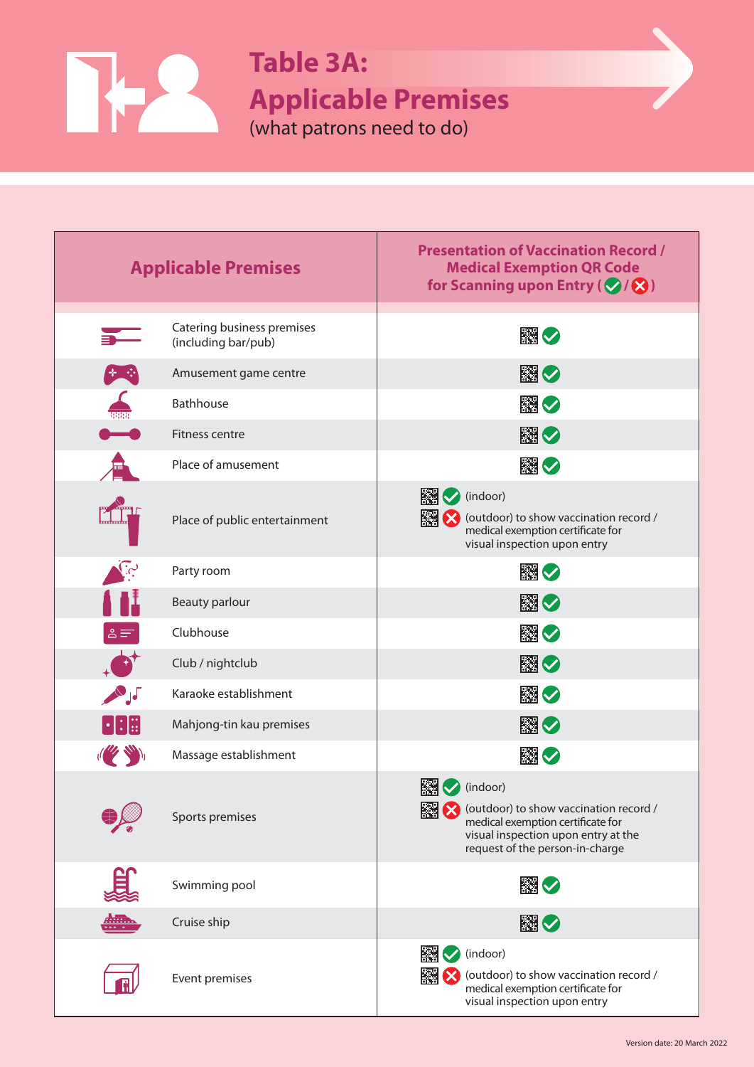# Table 3A: Applicable Premises

(what patrons need to do)

| Applicable Premises | Presentation of Vaccination Record / Medical Exemption QR Code for Scanning upon Entry (✓ / ✗) |
|---|---|
| Catering business premises (including bar/pub) | ✓ |
| Amusement game centre | ✓ |
| Bathhouse | ✓ |
| Fitness centre | ✓ |
| Place of amusement | ✓ |
| Place of public entertainment | ✓ (indoor)<br>✗ (outdoor) to show vaccination record / medical exemption certificate for visual inspection upon entry |
| Party room | ✓ |
| Beauty parlour | ✓ |
| Clubhouse | ✓ |
| Club / nightclub | ✓ |
| Karaoke establishment | ✓ |
| Mahjong-tin kau premises | ✓ |
| Massage establishment | ✓ |
| Sports premises | ✓ (indoor)<br>✗ (outdoor) to show vaccination record / medical exemption certificate for visual inspection upon entry at the request of the person-in-charge |
| Swimming pool | ✓ |
| Cruise ship | ✓ |
| Event premises | ✓ (indoor)<br>✗ (outdoor) to show vaccination record / medical exemption certificate for visual inspection upon entry |

Version date: 20 March 2022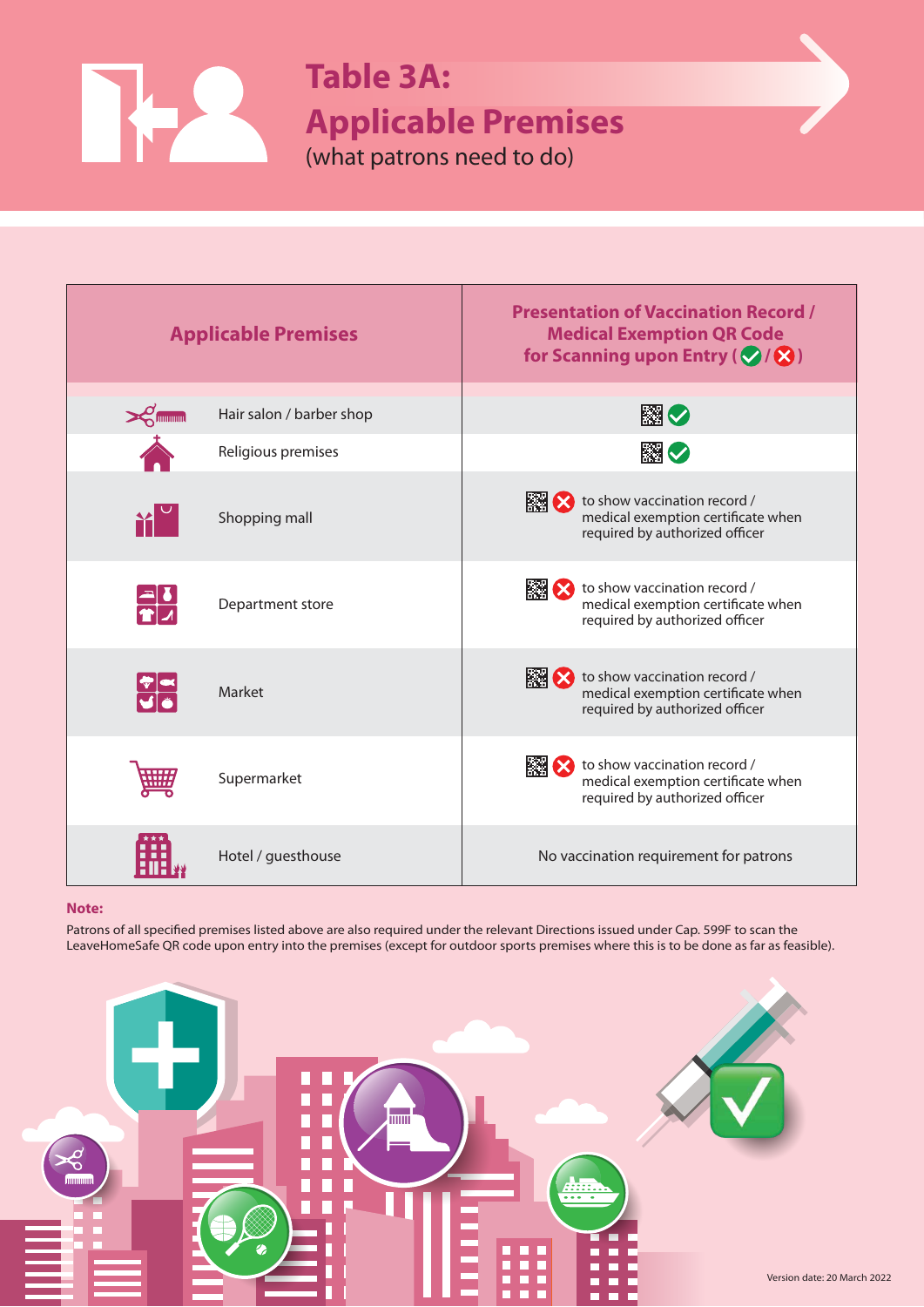# Table 3A: Applicable Premises

(what patrons need to do)

| Applicable Premises | Presentation of Vaccination Record / Medical Exemption QR Code for Scanning upon Entry (✓/✗) |
|---|---|
| Hair salon / barber shop | ✓ |
| Religious premises | ✓ |
| Shopping mall | ✗ to show vaccination record / medical exemption certificate when required by authorized officer |
| Department store | ✗ to show vaccination record / medical exemption certificate when required by authorized officer |
| Market | ✗ to show vaccination record / medical exemption certificate when required by authorized officer |
| Supermarket | ✗ to show vaccination record / medical exemption certificate when required by authorized officer |
| Hotel / guesthouse | No vaccination requirement for patrons |

**Note:**

Patrons of all specified premises listed above are also required under the relevant Directions issued under Cap. 599F to scan the LeaveHomeSafe QR code upon entry into the premises (except for outdoor sports premises where this is to be done as far as feasible).

Version date: 20 March 2022